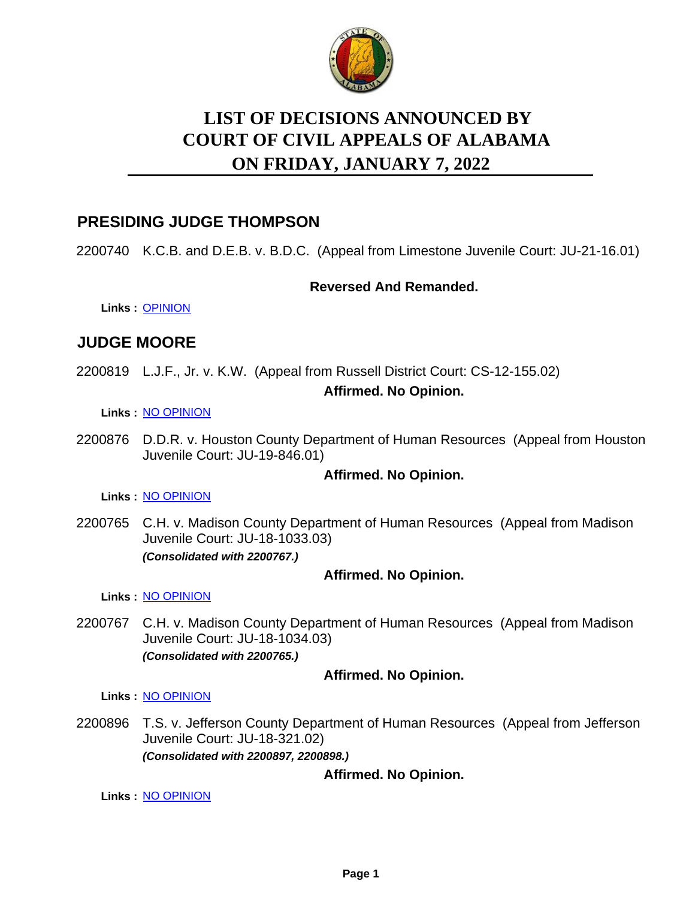# LIST OF DECISIONS ANNOUNCED BY COURT OF CIVIL APPEALS OF ALABAMA ON FRIDAY, JANUARY 7, 2022

## PRESIDING JUDGE THOMPSON

2200740 K.C.B. and D.E.B. v. B.D.C. (Appeal from Limestone Juvenile Court: JU-21-16.01)

**Reversed And Remanded.**

**Links :** OPINION

## JUDGE MOORE

2200819 L.J.F., Jr. v. K.W. (Appeal from Russell District Court: CS-12-155.02)

**Affirmed. No Opinion.**

**Links :** NO OPINION

2200876 D.D.R. v. Houston County Department of Human Resources (Appeal from Houston Juvenile Court: JU-19-846.01)

**Affirmed. No Opinion.**

**Links :** NO OPINION

2200765 C.H. v. Madison County Department of Human Resources (Appeal from Madison Juvenile Court: JU-18-1033.03)
***(Consolidated with 2200767.)***

**Affirmed. No Opinion.**

**Links :** NO OPINION

2200767 C.H. v. Madison County Department of Human Resources (Appeal from Madison Juvenile Court: JU-18-1034.03)
***(Consolidated with 2200765.)***

**Affirmed. No Opinion.**

**Links :** NO OPINION

2200896 T.S. v. Jefferson County Department of Human Resources (Appeal from Jefferson Juvenile Court: JU-18-321.02)
***(Consolidated with 2200897, 2200898.)***

**Affirmed. No Opinion.**

**Links :** NO OPINION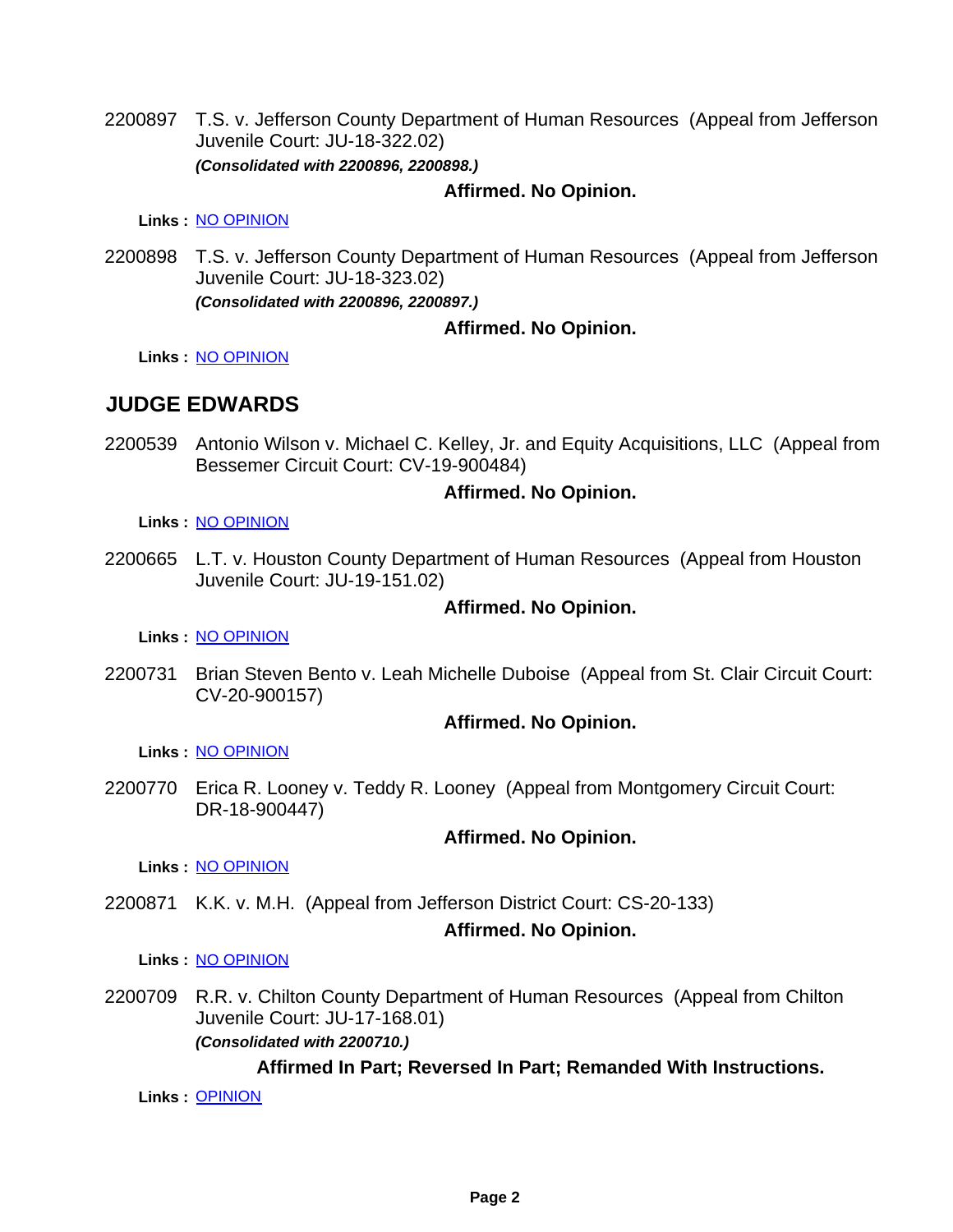2200897 T.S. v. Jefferson County Department of Human Resources (Appeal from Jefferson Juvenile Court: JU-18-322.02)

***(Consolidated with 2200896, 2200898.)***

**Affirmed. No Opinion.**

**Links :** NO OPINION

2200898 T.S. v. Jefferson County Department of Human Resources (Appeal from Jefferson Juvenile Court: JU-18-323.02)

***(Consolidated with 2200896, 2200897.)***

**Affirmed. No Opinion.**

**Links :** NO OPINION

## JUDGE EDWARDS

2200539 Antonio Wilson v. Michael C. Kelley, Jr. and Equity Acquisitions, LLC (Appeal from Bessemer Circuit Court: CV-19-900484)

**Affirmed. No Opinion.**

**Links :** NO OPINION

2200665 L.T. v. Houston County Department of Human Resources (Appeal from Houston Juvenile Court: JU-19-151.02)

**Affirmed. No Opinion.**

**Links :** NO OPINION

2200731 Brian Steven Bento v. Leah Michelle Duboise (Appeal from St. Clair Circuit Court: CV-20-900157)

**Affirmed. No Opinion.**

**Links :** NO OPINION

2200770 Erica R. Looney v. Teddy R. Looney (Appeal from Montgomery Circuit Court: DR-18-900447)

**Affirmed. No Opinion.**

**Links :** NO OPINION

2200871 K.K. v. M.H. (Appeal from Jefferson District Court: CS-20-133)

**Affirmed. No Opinion.**

**Links :** NO OPINION

2200709 R.R. v. Chilton County Department of Human Resources (Appeal from Chilton Juvenile Court: JU-17-168.01)

***(Consolidated with 2200710.)***

**Affirmed In Part; Reversed In Part; Remanded With Instructions.**

**Links :** OPINION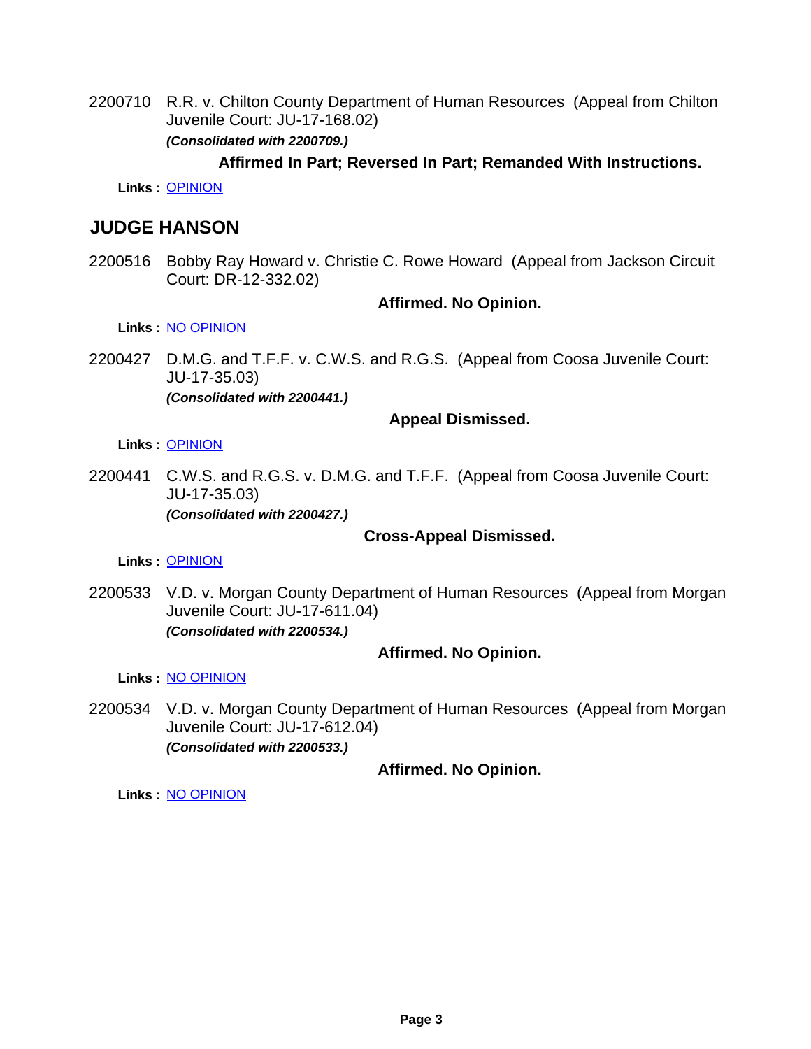2200710 R.R. v. Chilton County Department of Human Resources (Appeal from Chilton Juvenile Court: JU-17-168.02)
***(Consolidated with 2200709.)***

**Affirmed In Part; Reversed In Part; Remanded With Instructions.**

**Links :** OPINION

## JUDGE HANSON

2200516 Bobby Ray Howard v. Christie C. Rowe Howard (Appeal from Jackson Circuit Court: DR-12-332.02)

**Affirmed. No Opinion.**

**Links :** NO OPINION

2200427 D.M.G. and T.F.F. v. C.W.S. and R.G.S. (Appeal from Coosa Juvenile Court: JU-17-35.03)
***(Consolidated with 2200441.)***

**Appeal Dismissed.**

**Links :** OPINION

2200441 C.W.S. and R.G.S. v. D.M.G. and T.F.F. (Appeal from Coosa Juvenile Court: JU-17-35.03)
***(Consolidated with 2200427.)***

**Cross-Appeal Dismissed.**

**Links :** OPINION

2200533 V.D. v. Morgan County Department of Human Resources (Appeal from Morgan Juvenile Court: JU-17-611.04)
***(Consolidated with 2200534.)***

**Affirmed. No Opinion.**

**Links :** NO OPINION

2200534 V.D. v. Morgan County Department of Human Resources (Appeal from Morgan Juvenile Court: JU-17-612.04)
***(Consolidated with 2200533.)***

**Affirmed. No Opinion.**

**Links :** NO OPINION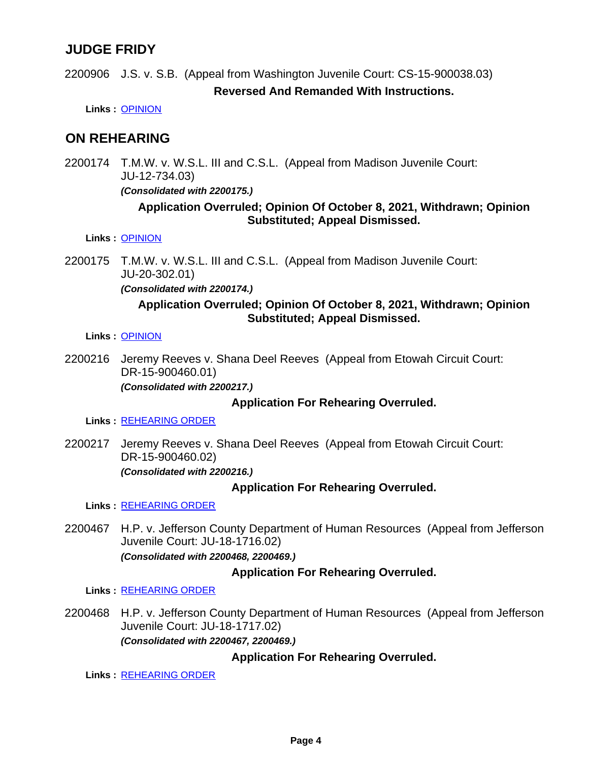## JUDGE FRIDY

2200906 J.S. v. S.B. (Appeal from Washington Juvenile Court: CS-15-900038.03)

**Reversed And Remanded With Instructions.**

**Links :** OPINION

## ON REHEARING

2200174 T.M.W. v. W.S.L. III and C.S.L. (Appeal from Madison Juvenile Court: JU-12-734.03)

***(Consolidated with 2200175.)***

**Application Overruled; Opinion Of October 8, 2021, Withdrawn; Opinion Substituted; Appeal Dismissed.**

**Links :** OPINION

2200175 T.M.W. v. W.S.L. III and C.S.L. (Appeal from Madison Juvenile Court: JU-20-302.01)

***(Consolidated with 2200174.)***

**Application Overruled; Opinion Of October 8, 2021, Withdrawn; Opinion Substituted; Appeal Dismissed.**

**Links :** OPINION

2200216 Jeremy Reeves v. Shana Deel Reeves (Appeal from Etowah Circuit Court: DR-15-900460.01)

***(Consolidated with 2200217.)***

**Application For Rehearing Overruled.**

**Links :** REHEARING ORDER

2200217 Jeremy Reeves v. Shana Deel Reeves (Appeal from Etowah Circuit Court: DR-15-900460.02)

***(Consolidated with 2200216.)***

**Application For Rehearing Overruled.**

**Links :** REHEARING ORDER

2200467 H.P. v. Jefferson County Department of Human Resources (Appeal from Jefferson Juvenile Court: JU-18-1716.02)

***(Consolidated with 2200468, 2200469.)***

**Application For Rehearing Overruled.**

**Links :** REHEARING ORDER

2200468 H.P. v. Jefferson County Department of Human Resources (Appeal from Jefferson Juvenile Court: JU-18-1717.02)

***(Consolidated with 2200467, 2200469.)***

**Application For Rehearing Overruled.**

**Links :** REHEARING ORDER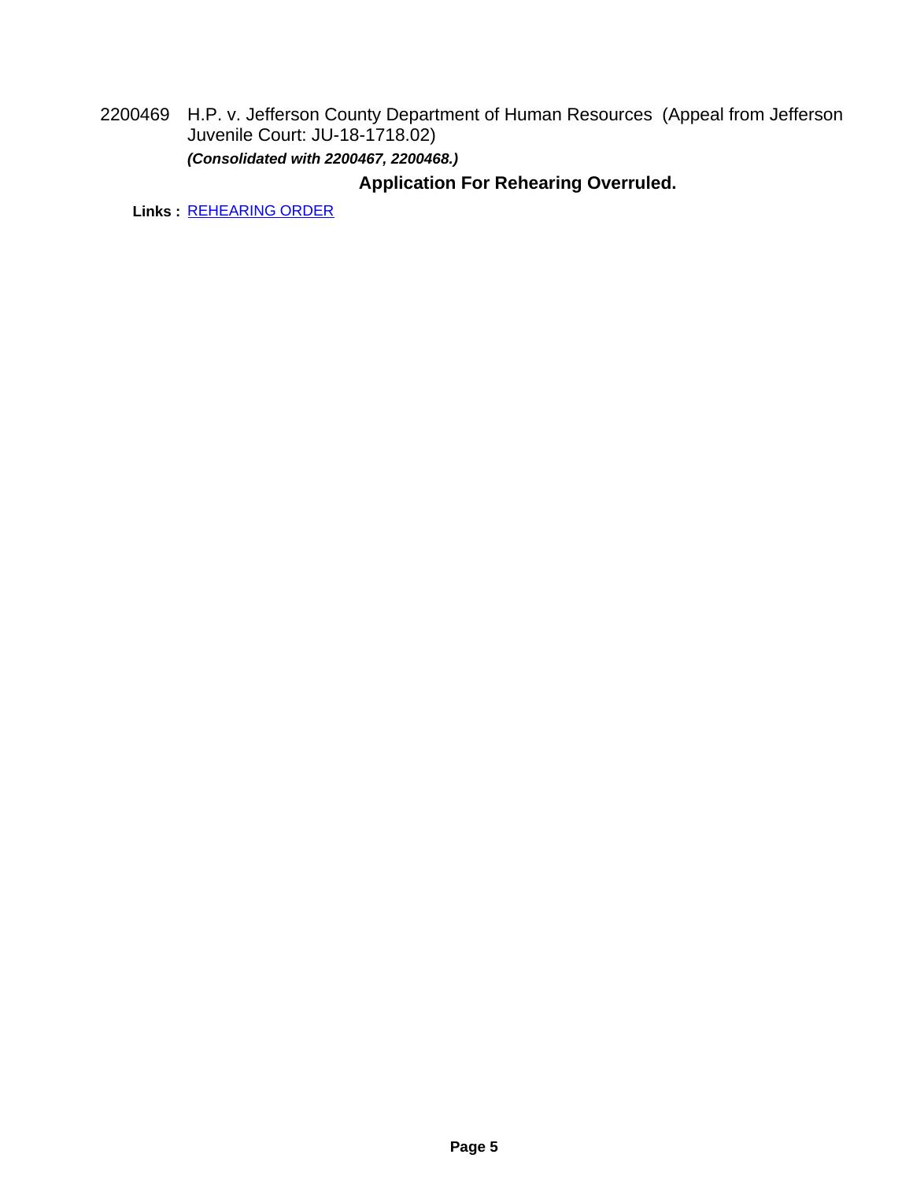2200469 H.P. v. Jefferson County Department of Human Resources (Appeal from Jefferson Juvenile Court: JU-18-1718.02)

***(Consolidated with 2200467, 2200468.)***

**Application For Rehearing Overruled.**

**Links :** REHEARING ORDER